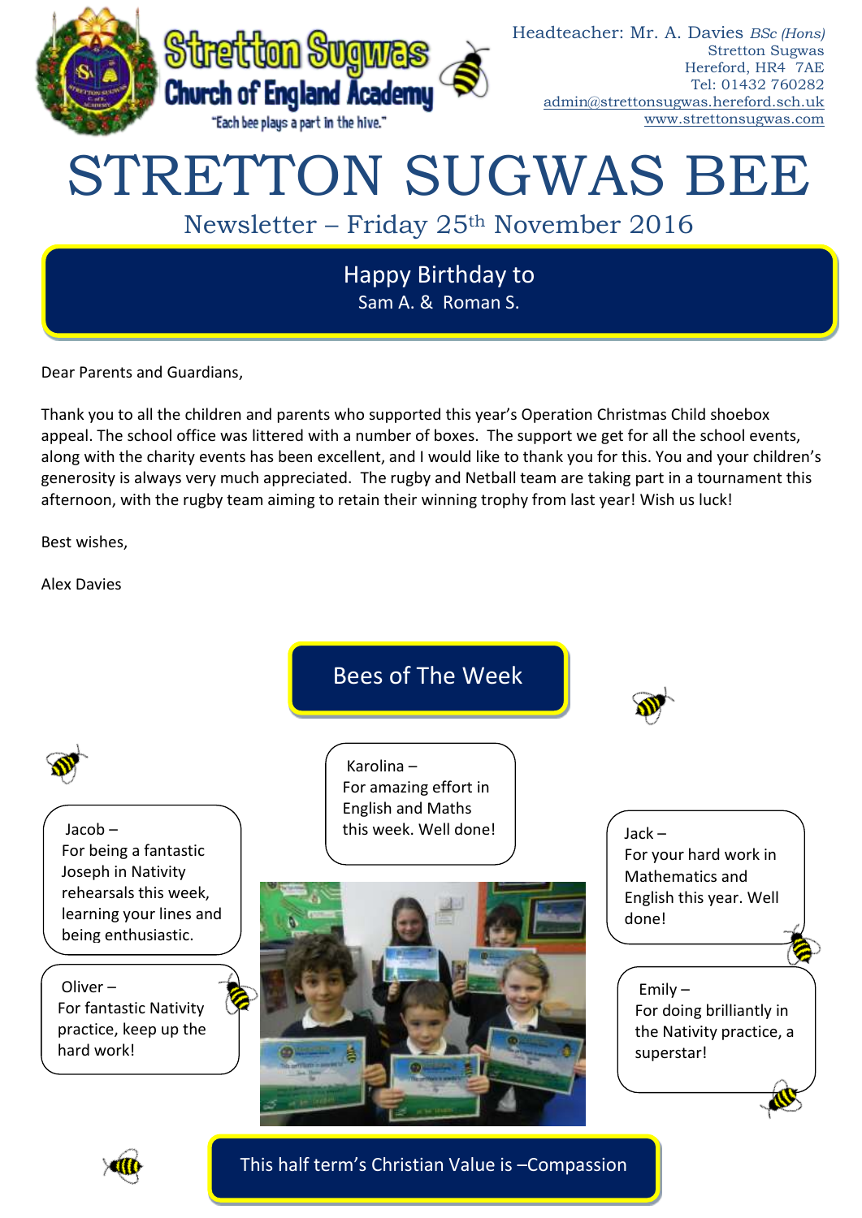Stretton Sugwas Church of England Academy

"Each bee plays a part in the hive."

Headteacher: Mr. A. Davies *BSc (Hons)*
Stretton Sugwas
Hereford, HR4 7AE
Tel: 01432 760282
admin@strettonsugwas.hereford.sch.uk
www.strettonsugwas.com

# STRETTON SUGWAS BEE

## Newsletter – Friday 25th November 2016

**Happy Birthday to**
Sam A. & Roman S.

Dear Parents and Guardians,

Thank you to all the children and parents who supported this year's Operation Christmas Child shoebox appeal. The school office was littered with a number of boxes. The support we get for all the school events, along with the charity events has been excellent, and I would like to thank you for this. You and your children's generosity is always very much appreciated. The rugby and Netball team are taking part in a tournament this afternoon, with the rugby team aiming to retain their winning trophy from last year! Wish us luck!

Best wishes,

Alex Davies

## Bees of The Week

Jacob – For being a fantastic Joseph in Nativity rehearsals this week, learning your lines and being enthusiastic.

Karolina – For amazing effort in English and Maths this week. Well done!

Jack – For your hard work in Mathematics and English this year. Well done!

Oliver – For fantastic Nativity practice, keep up the hard work!

Emily – For doing brilliantly in the Nativity practice, a superstar!

**This half term's Christian Value is –Compassion**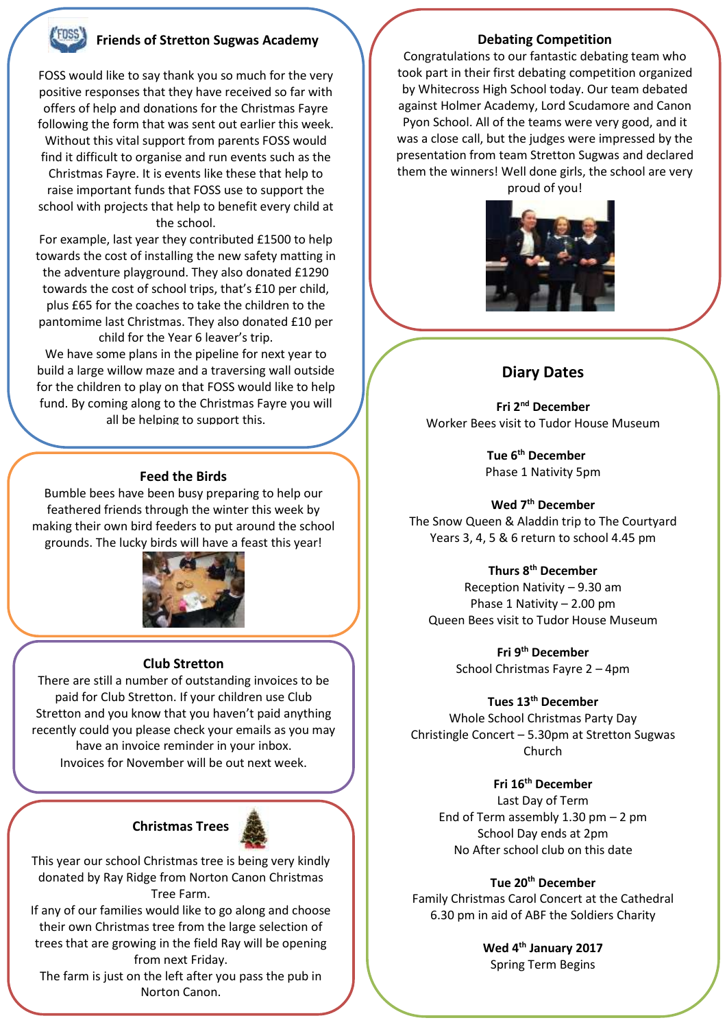## Friends of Stretton Sugwas Academy

FOSS would like to say thank you so much for the very positive responses that they have received so far with offers of help and donations for the Christmas Fayre following the form that was sent out earlier this week. Without this vital support from parents FOSS would find it difficult to organise and run events such as the Christmas Fayre. It is events like these that help to raise important funds that FOSS use to support the school with projects that help to benefit every child at the school.

For example, last year they contributed £1500 to help towards the cost of installing the new safety matting in the adventure playground. They also donated £1290 towards the cost of school trips, that's £10 per child, plus £65 for the coaches to take the children to the pantomime last Christmas. They also donated £10 per child for the Year 6 leaver's trip.

We have some plans in the pipeline for next year to build a large willow maze and a traversing wall outside for the children to play on that FOSS would like to help fund. By coming along to the Christmas Fayre you will all be helping to support this.

## Feed the Birds

Bumble bees have been busy preparing to help our feathered friends through the winter this week by making their own bird feeders to put around the school grounds. The lucky birds will have a feast this year!

## Club Stretton

There are still a number of outstanding invoices to be paid for Club Stretton. If your children use Club Stretton and you know that you haven't paid anything recently could you please check your emails as you may have an invoice reminder in your inbox.

Invoices for November will be out next week.

## Christmas Trees

This year our school Christmas tree is being very kindly donated by Ray Ridge from Norton Canon Christmas Tree Farm.

If any of our families would like to go along and choose their own Christmas tree from the large selection of trees that are growing in the field Ray will be opening from next Friday.

The farm is just on the left after you pass the pub in Norton Canon.

## Debating Competition

Congratulations to our fantastic debating team who took part in their first debating competition organized by Whitecross High School today. Our team debated against Holmer Academy, Lord Scudamore and Canon Pyon School. All of the teams were very good, and it was a close call, but the judges were impressed by the presentation from team Stretton Sugwas and declared them the winners! Well done girls, the school are very proud of you!

## Diary Dates

**Fri 2nd December**
Worker Bees visit to Tudor House Museum

**Tue 6th December**
Phase 1 Nativity 5pm

**Wed 7th December**
The Snow Queen & Aladdin trip to The Courtyard
Years 3, 4, 5 & 6 return to school 4.45 pm

**Thurs 8th December**
Reception Nativity – 9.30 am
Phase 1 Nativity – 2.00 pm
Queen Bees visit to Tudor House Museum

**Fri 9th December**
School Christmas Fayre 2 – 4pm

**Tues 13th December**
Whole School Christmas Party Day
Christingle Concert – 5.30pm at Stretton Sugwas Church

**Fri 16th December**
Last Day of Term
End of Term assembly 1.30 pm – 2 pm
School Day ends at 2pm
No After school club on this date

**Tue 20th December**
Family Christmas Carol Concert at the Cathedral
6.30 pm in aid of ABF the Soldiers Charity

**Wed 4th January 2017**
Spring Term Begins